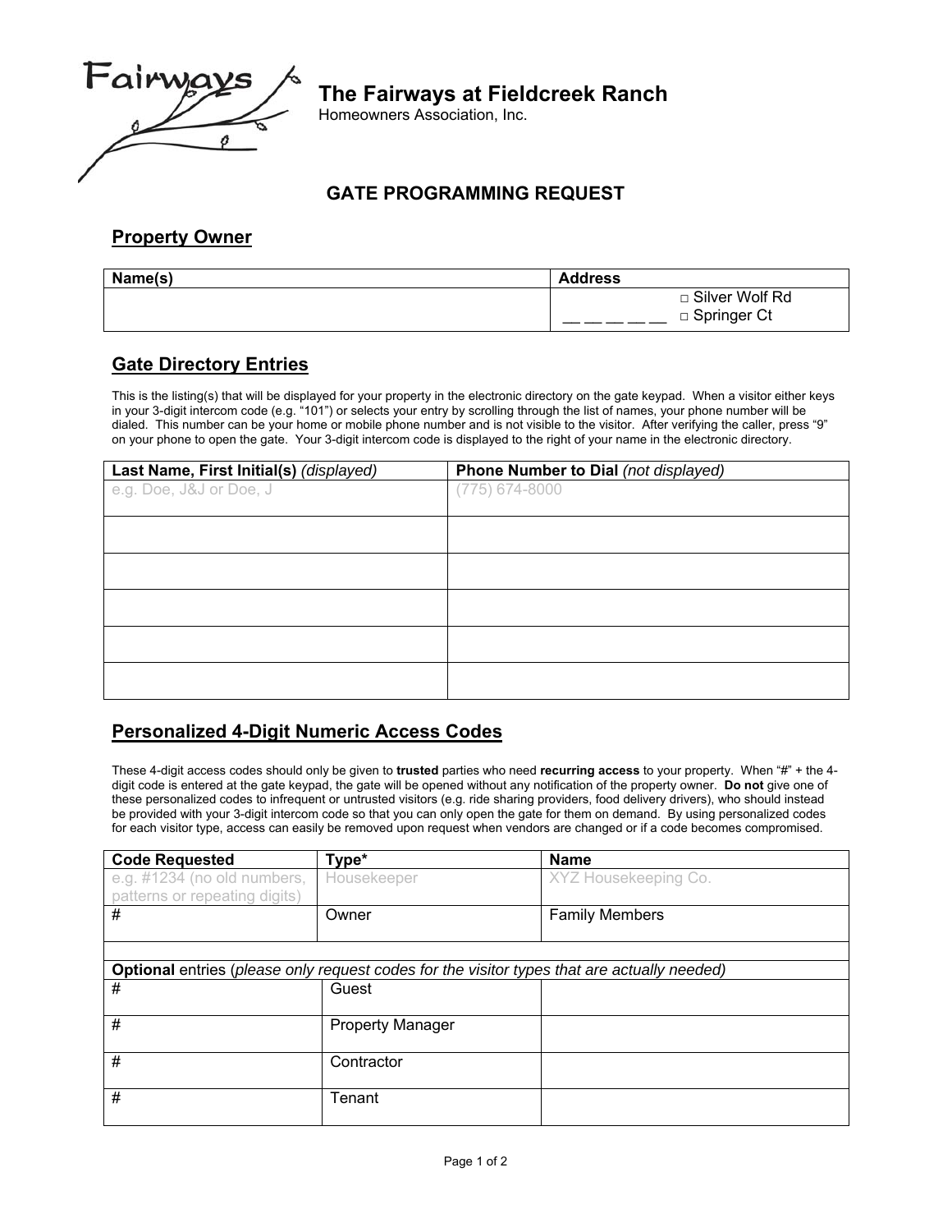Fairways

# The Fairways at Fieldcreek Ranch

Homeowners Association, Inc.

## GATE PROGRAMMING REQUEST

### Property Owner

| Name(s) | Address |
|---|---|
| | \_\_ \_\_ \_\_ \_\_ \_\_ □ Silver Wolf Rd □ Springer Ct |

### Gate Directory Entries

This is the listing(s) that will be displayed for your property in the electronic directory on the gate keypad. When a visitor either keys in your 3-digit intercom code (e.g. "101") or selects your entry by scrolling through the list of names, your phone number will be dialed. This number can be your home or mobile phone number and is not visible to the visitor. After verifying the caller, press "9" on your phone to open the gate. Your 3-digit intercom code is displayed to the right of your name in the electronic directory.

| Last Name, First Initial(s) *(displayed)* | Phone Number to Dial *(not displayed)* |
|---|---|
| e.g. Doe, J&J or Doe, J | (775) 674-8000 |
| | |
| | |
| | |
| | |
| | |

### Personalized 4-Digit Numeric Access Codes

These 4-digit access codes should only be given to **trusted** parties who need **recurring access** to your property. When "#" + the 4-digit code is entered at the gate keypad, the gate will be opened without any notification of the property owner. **Do not** give one of these personalized codes to infrequent or untrusted visitors (e.g. ride sharing providers, food delivery drivers), who should instead be provided with your 3-digit intercom code so that you can only open the gate for them on demand. By using personalized codes for each visitor type, access can easily be removed upon request when vendors are changed or if a code becomes compromised.

| Code Requested | Type* | Name |
|---|---|---|
| e.g. #1234 (no old numbers, patterns or repeating digits) | Housekeeper | XYZ Housekeeping Co. |
| # | Owner | Family Members |
| | | |
| **Optional** entries (*please only request codes for the visitor types that are actually needed*) | | |
| # | Guest | |
| # | Property Manager | |
| # | Contractor | |
| # | Tenant | |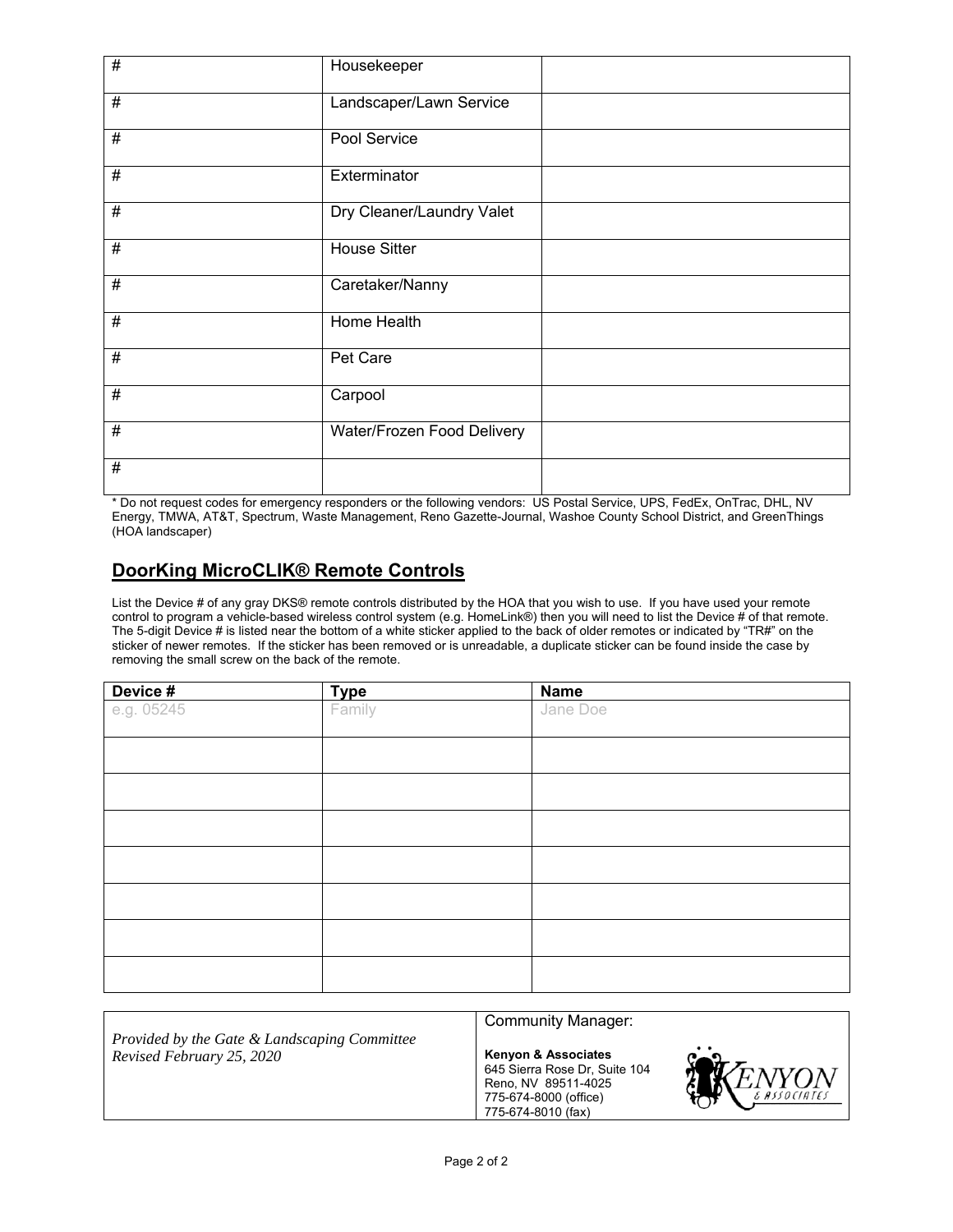| | | |
|---|---|---|
| # | Housekeeper | |
| # | Landscaper/Lawn Service | |
| # | Pool Service | |
| # | Exterminator | |
| # | Dry Cleaner/Laundry Valet | |
| # | House Sitter | |
| # | Caretaker/Nanny | |
| # | Home Health | |
| # | Pet Care | |
| # | Carpool | |
| # | Water/Frozen Food Delivery | |
| # | | |

* Do not request codes for emergency responders or the following vendors: US Postal Service, UPS, FedEx, OnTrac, DHL, NV Energy, TMWA, AT&T, Spectrum, Waste Management, Reno Gazette-Journal, Washoe County School District, and GreenThings (HOA landscaper)

## DoorKing MicroCLIK® Remote Controls

List the Device # of any gray DKS® remote controls distributed by the HOA that you wish to use. If you have used your remote control to program a vehicle-based wireless control system (e.g. HomeLink®) then you will need to list the Device # of that remote. The 5-digit Device # is listed near the bottom of a white sticker applied to the back of older remotes or indicated by "TR#" on the sticker of newer remotes. If the sticker has been removed or is unreadable, a duplicate sticker can be found inside the case by removing the small screw on the back of the remote.

| Device # | Type | Name |
|---|---|---|
| e.g. 05245 | Family | Jane Doe |
| | | |
| | | |
| | | |
| | | |
| | | |
| | | |
| | | |

*Provided by the Gate & Landscaping Committee*
*Revised February 25, 2020*

Community Manager:

**Kenyon & Associates**
645 Sierra Rose Dr, Suite 104
Reno, NV 89511-4025
775-674-8000 (office)
775-674-8010 (fax)

KENYON & ASSOCIATES